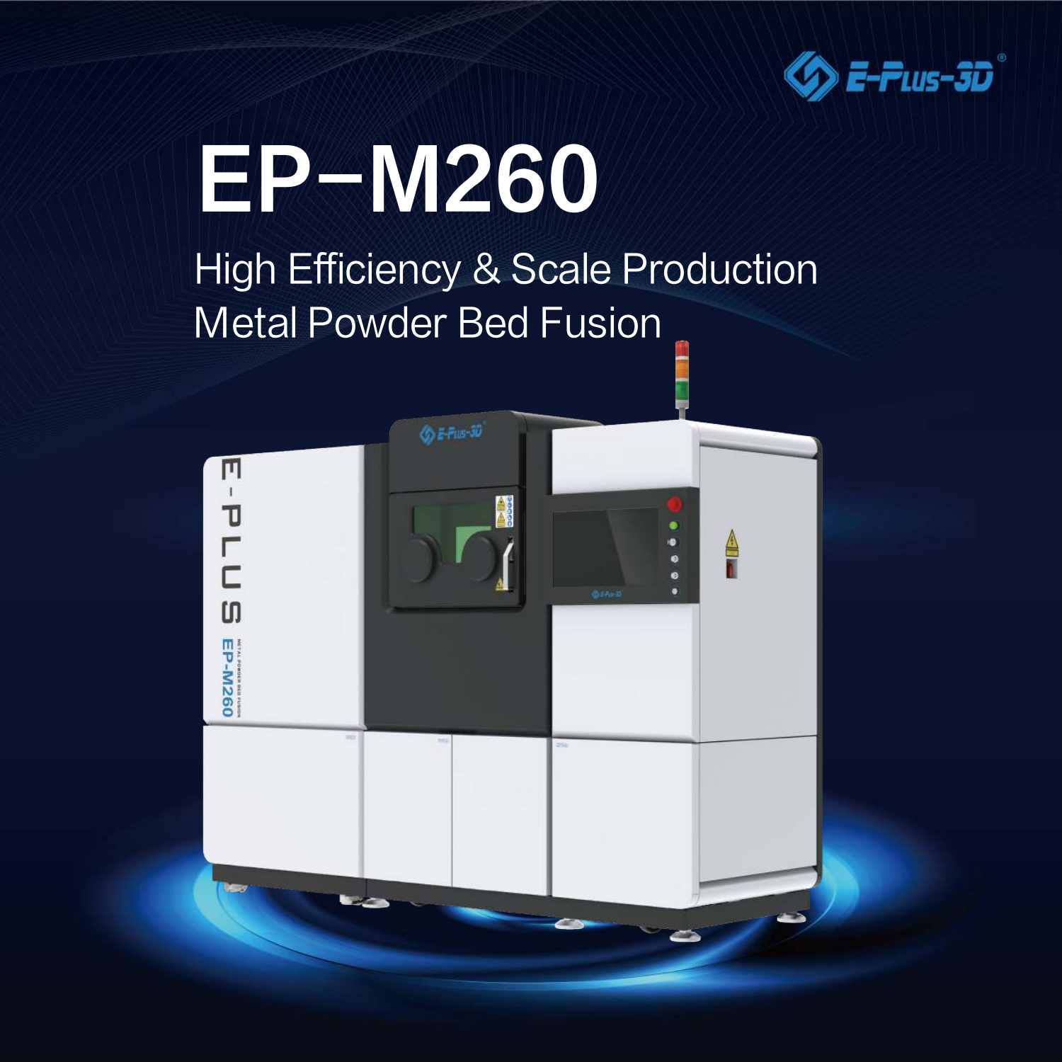# EP-M260

High Efficiency & Scale Production
Metal Powder Bed Fusion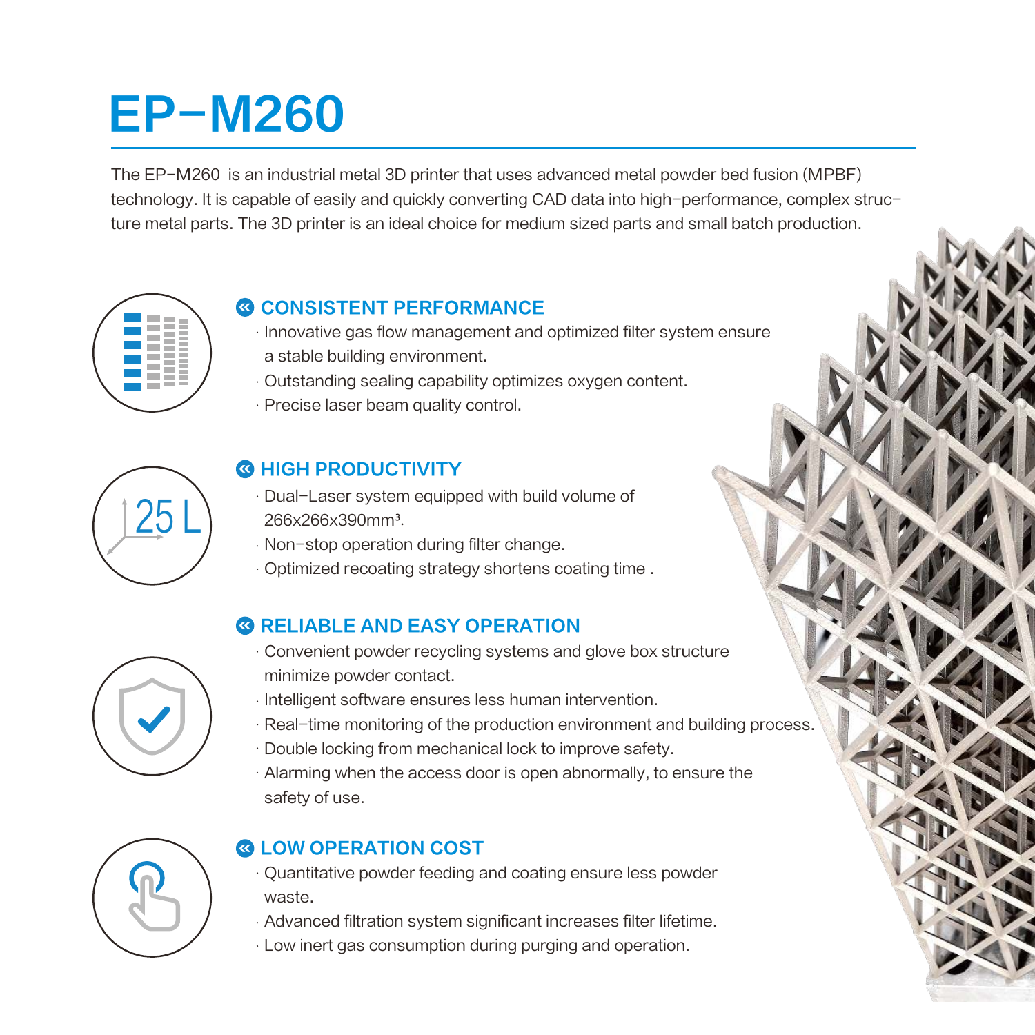# EP-M260

The EP-M260 is an industrial metal 3D printer that uses advanced metal powder bed fusion (MPBF) technology. It is capable of easily and quickly converting CAD data into high-performance, complex structure metal parts. The 3D printer is an ideal choice for medium sized parts and small batch production.

## CONSISTENT PERFORMANCE

- Innovative gas flow management and optimized filter system ensure a stable building environment.
- Outstanding sealing capability optimizes oxygen content.
- Precise laser beam quality control.

25 L

## HIGH PRODUCTIVITY

- Dual-Laser system equipped with build volume of 266x266x390mm³.
- Non-stop operation during filter change.
- Optimized recoating strategy shortens coating time .

## RELIABLE AND EASY OPERATION

- Convenient powder recycling systems and glove box structure minimize powder contact.
- Intelligent software ensures less human intervention.
- Real-time monitoring of the production environment and building process.
- Double locking from mechanical lock to improve safety.
- Alarming when the access door is open abnormally, to ensure the safety of use.

## LOW OPERATION COST

- Quantitative powder feeding and coating ensure less powder waste.
- Advanced filtration system significant increases filter lifetime.
- Low inert gas consumption during purging and operation.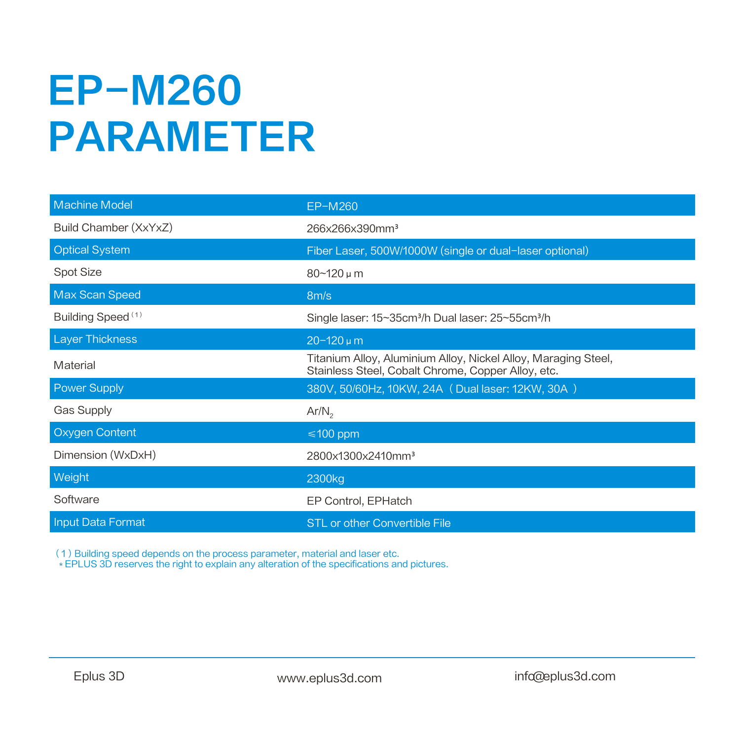# EP-M260 PARAMETER

| | |
|---|---|
| Machine Model | EP-M260 |
| Build Chamber (XxYxZ) | 266x266x390mm³ |
| Optical System | Fiber Laser, 500W/1000W (single or dual-laser optional) |
| Spot Size | 80~120 μ m |
| Max Scan Speed | 8m/s |
| Building Speed (1) | Single laser: 15~35cm³/h Dual laser: 25~55cm³/h |
| Layer Thickness | 20-120 μ m |
| Material | Titanium Alloy, Aluminium Alloy, Nickel Alloy, Maraging Steel, Stainless Steel, Cobalt Chrome, Copper Alloy, etc. |
| Power Supply | 380V, 50/60Hz, 10KW, 24A（Dual laser: 12KW, 30A ） |
| Gas Supply | Ar/$N_2$ |
| Oxygen Content | ≤100 ppm |
| Dimension (WxDxH) | 2800x1300x2410mm³ |
| Weight | 2300kg |
| Software | EP Control, EPHatch |
| Input Data Format | STL or other Convertible File |

（1）Building speed depends on the process parameter, material and laser etc.
* EPLUS 3D reserves the right to explain any alteration of the specifications and pictures.

Eplus 3D www.eplus3d.com info@eplus3d.com